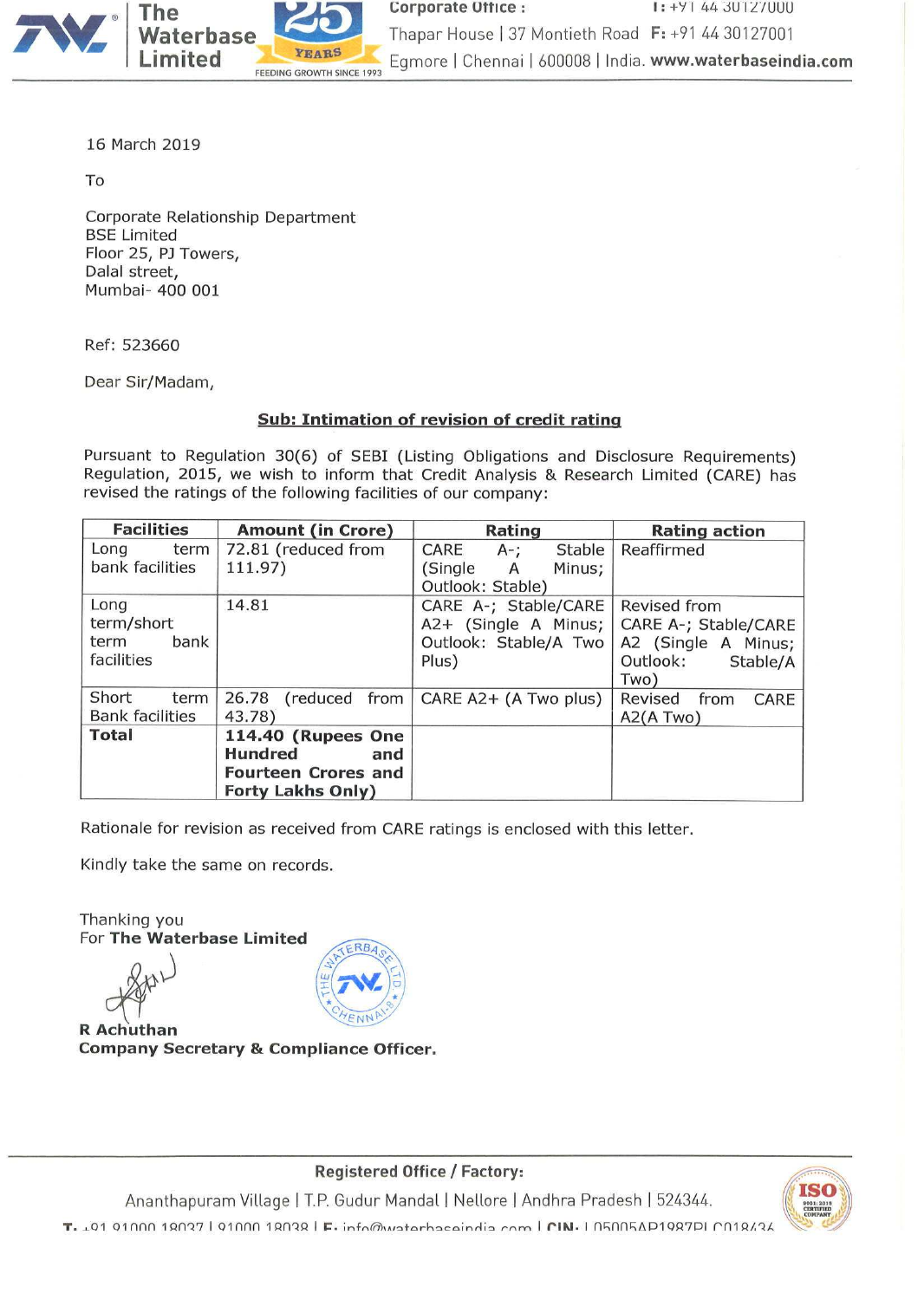16 March 2019

To

Corporate Relationship Department
BSE Limited
Floor 25, PJ Towers,
Dalal street,
Mumbai- 400 001

Ref: 523660

Dear Sir/Madam,

**Sub: Intimation of revision of credit rating**

Pursuant to Regulation 30(6) of SEBI (Listing Obligations and Disclosure Requirements) Regulation, 2015, we wish to inform that Credit Analysis & Research Limited (CARE) has revised the ratings of the following facilities of our company:

| Facilities | Amount (in Crore) | Rating | Rating action |
|---|---|---|---|
| Long term bank facilities | 72.81 (reduced from 111.97) | CARE A-; Stable (Single A Minus; Outlook: Stable) | Reaffirmed |
| Long term/short term bank facilities | 14.81 | CARE A-; Stable/CARE A2+ (Single A Minus; Outlook: Stable/A Two Plus) | Revised from CARE A-; Stable/CARE A2 (Single A Minus; Outlook: Stable/A Two) |
| Short term Bank facilities | 26.78 (reduced from 43.78) | CARE A2+ (A Two plus) | Revised from CARE A2(A Two) |
| **Total** | **114.40 (Rupees One Hundred and Fourteen Crores and Forty Lakhs Only)** | | |

Rationale for revision as received from CARE ratings is enclosed with this letter.

Kindly take the same on records.

Thanking you
For **The Waterbase Limited**

**R Achuthan**
**Company Secretary & Compliance Officer.**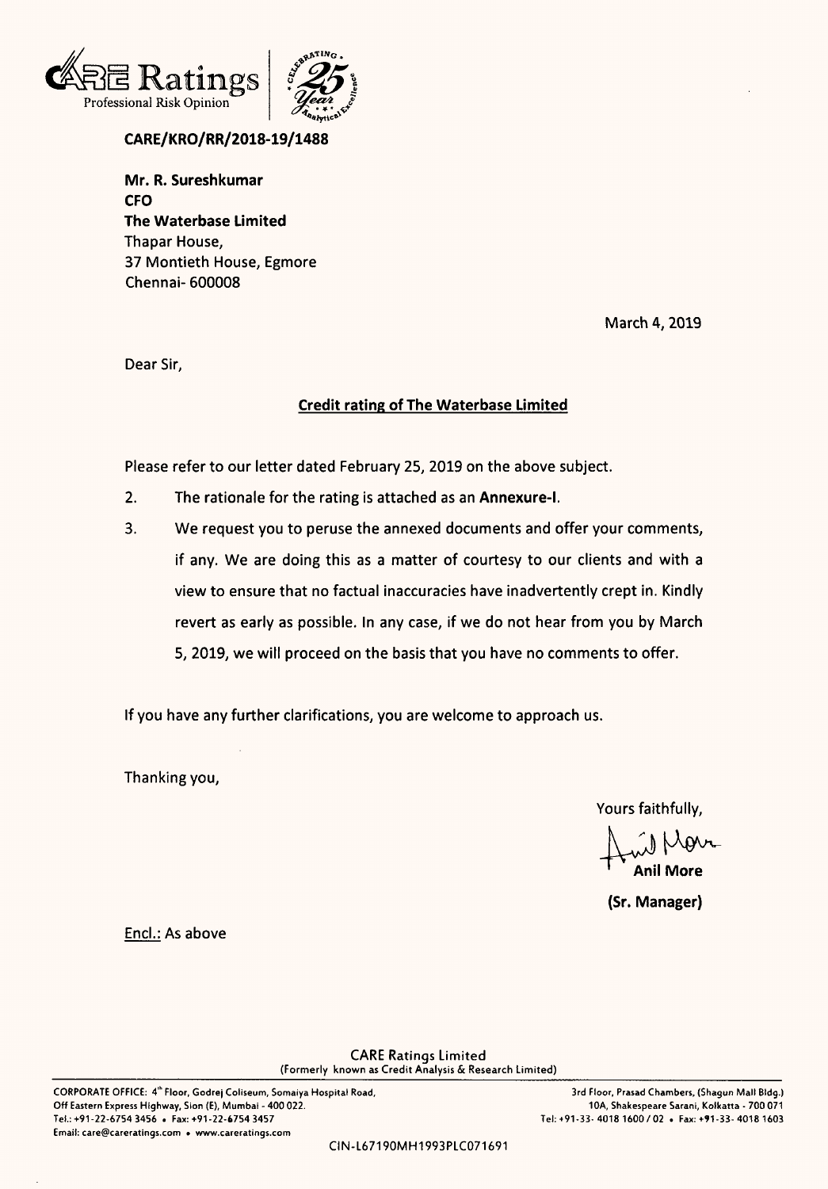CARE Ratings
Professional Risk Opinion

**CARE/KRO/RR/2018-19/1488**

**Mr. R. Sureshkumar**
**CFO**
**The Waterbase Limited**
Thapar House,
37 Montieth House, Egmore
Chennai- 600008

March 4, 2019

Dear Sir,

**Credit rating of The Waterbase Limited**

Please refer to our letter dated February 25, 2019 on the above subject.

2. The rationale for the rating is attached as an **Annexure-I**.

3. We request you to peruse the annexed documents and offer your comments, if any. We are doing this as a matter of courtesy to our clients and with a view to ensure that no factual inaccuracies have inadvertently crept in. Kindly revert as early as possible. In any case, if we do not hear from you by March 5, 2019, we will proceed on the basis that you have no comments to offer.

If you have any further clarifications, you are welcome to approach us.

Thanking you,

Yours faithfully,

**Anil More**

**(Sr. Manager)**

Encl.: As above

CARE Ratings Limited
(Formerly known as Credit Analysis & Research Limited)

CORPORATE OFFICE: 4th Floor, Godrej Coliseum, Somaiya Hospital Road, Off Eastern Express Highway, Sion (E), Mumbai - 400 022.
Tel.: +91-22-6754 3456 • Fax: +91-22-6754 3457
Email: care@careratings.com • www.careratings.com

3rd Floor, Prasad Chambers, (Shagun Mall Bldg.)
10A, Shakespeare Sarani, Kolkatta - 700 071
Tel: +91-33- 4018 1600 / 02 • Fax: +91-33- 4018 1603

CIN-L67190MH1993PLC071691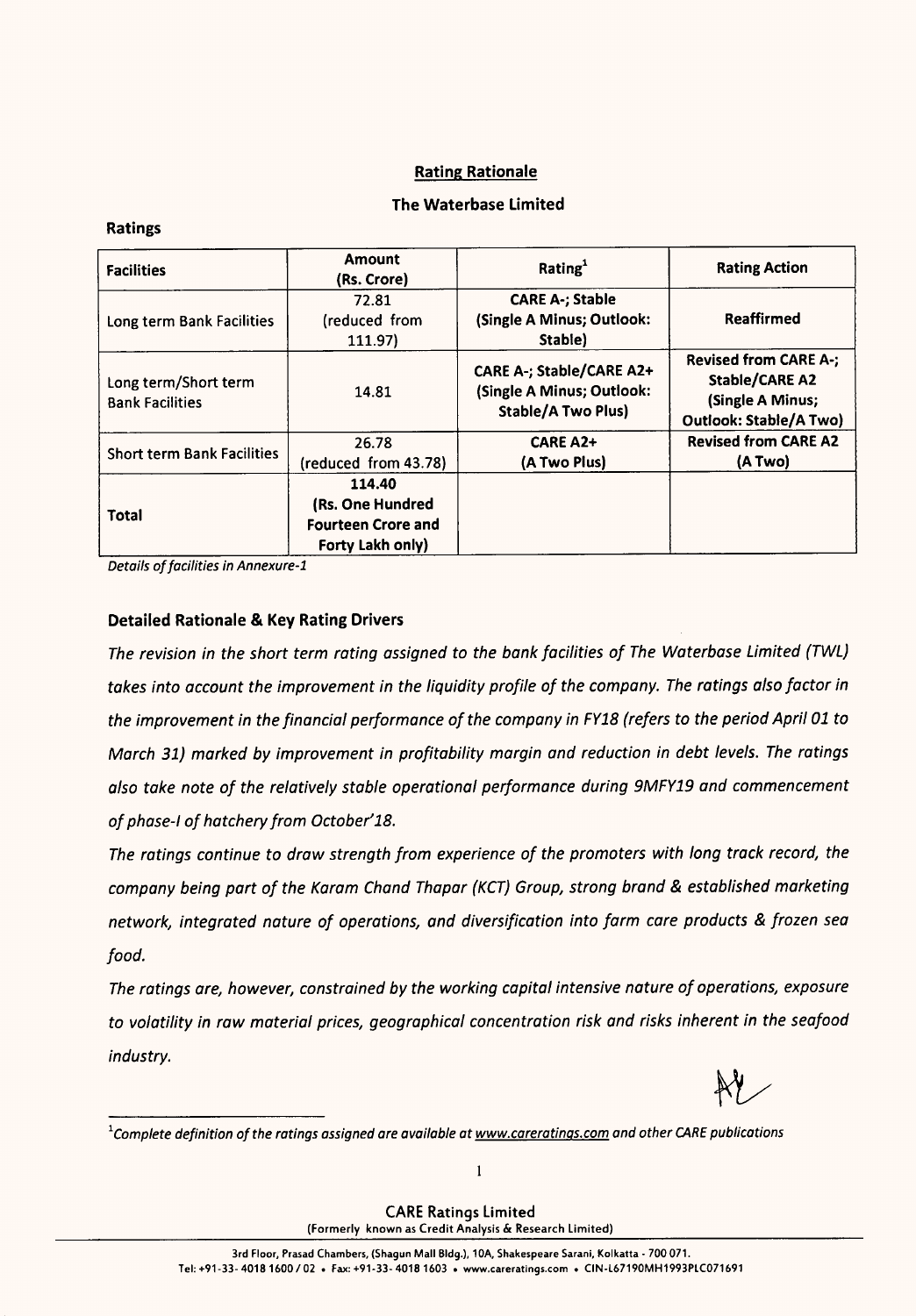## Rating Rationale

### The Waterbase Limited

**Ratings**

| Facilities | Amount (Rs. Crore) | Rating[1] | Rating Action |
|---|---|---|---|
| Long term Bank Facilities | 72.81 (reduced from 111.97) | **CARE A-; Stable (Single A Minus; Outlook: Stable)** | **Reaffirmed** |
| Long term/Short term Bank Facilities | 14.81 | **CARE A-; Stable/CARE A2+ (Single A Minus; Outlook: Stable/A Two Plus)** | **Revised from CARE A-; Stable/CARE A2 (Single A Minus; Outlook: Stable/A Two)** |
| Short term Bank Facilities | 26.78 (reduced from 43.78) | **CARE A2+ (A Two Plus)** | **Revised from CARE A2 (A Two)** |
| **Total** | **114.40 (Rs. One Hundred Fourteen Crore and Forty Lakh only)** | | |

*Details of facilities in Annexure-1*

### Detailed Rationale & Key Rating Drivers

*The revision in the short term rating assigned to the bank facilities of The Waterbase Limited (TWL) takes into account the improvement in the liquidity profile of the company. The ratings also factor in the improvement in the financial performance of the company in FY18 (refers to the period April 01 to March 31) marked by improvement in profitability margin and reduction in debt levels. The ratings also take note of the relatively stable operational performance during 9MFY19 and commencement of phase-I of hatchery from October'18.*

*The ratings continue to draw strength from experience of the promoters with long track record, the company being part of the Karam Chand Thapar (KCT) Group, strong brand & established marketing network, integrated nature of operations, and diversification into farm care products & frozen sea food.*

*The ratings are, however, constrained by the working capital intensive nature of operations, exposure to volatility in raw material prices, geographical concentration risk and risks inherent in the seafood industry.*

---

[1]*Complete definition of the ratings assigned are available at www.careratings.com and other CARE publications*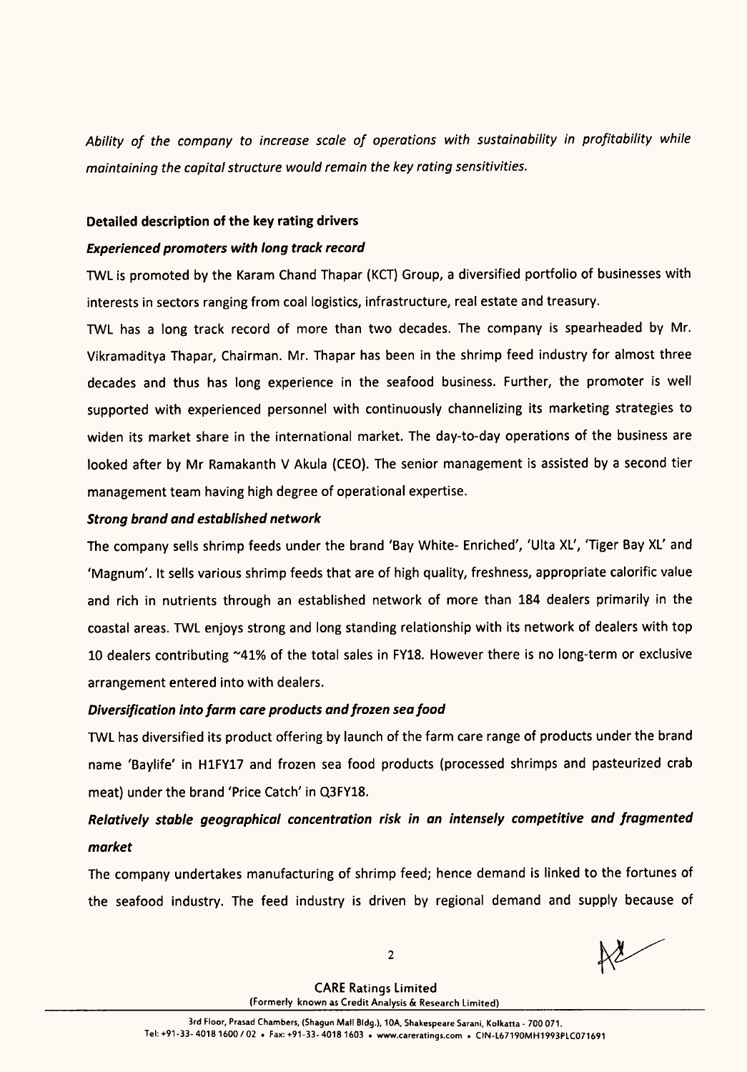*Ability of the company to increase scale of operations with sustainability in profitability while maintaining the capital structure would remain the key rating sensitivities.*

**Detailed description of the key rating drivers**

***Experienced promoters with long track record***

TWL is promoted by the Karam Chand Thapar (KCT) Group, a diversified portfolio of businesses with interests in sectors ranging from coal logistics, infrastructure, real estate and treasury.

TWL has a long track record of more than two decades. The company is spearheaded by Mr. Vikramaditya Thapar, Chairman. Mr. Thapar has been in the shrimp feed industry for almost three decades and thus has long experience in the seafood business. Further, the promoter is well supported with experienced personnel with continuously channelizing its marketing strategies to widen its market share in the international market. The day-to-day operations of the business are looked after by Mr Ramakanth V Akula (CEO). The senior management is assisted by a second tier management team having high degree of operational expertise.

***Strong brand and established network***

The company sells shrimp feeds under the brand 'Bay White- Enriched', 'Ulta XL', 'Tiger Bay XL' and 'Magnum'. It sells various shrimp feeds that are of high quality, freshness, appropriate calorific value and rich in nutrients through an established network of more than 184 dealers primarily in the coastal areas. TWL enjoys strong and long standing relationship with its network of dealers with top 10 dealers contributing ~41% of the total sales in FY18. However there is no long-term or exclusive arrangement entered into with dealers.

***Diversification into farm care products and frozen sea food***

TWL has diversified its product offering by launch of the farm care range of products under the brand name 'Baylife' in H1FY17 and frozen sea food products (processed shrimps and pasteurized crab meat) under the brand 'Price Catch' in Q3FY18.

***Relatively stable geographical concentration risk in an intensely competitive and fragmented market***

The company undertakes manufacturing of shrimp feed; hence demand is linked to the fortunes of the seafood industry. The feed industry is driven by regional demand and supply because of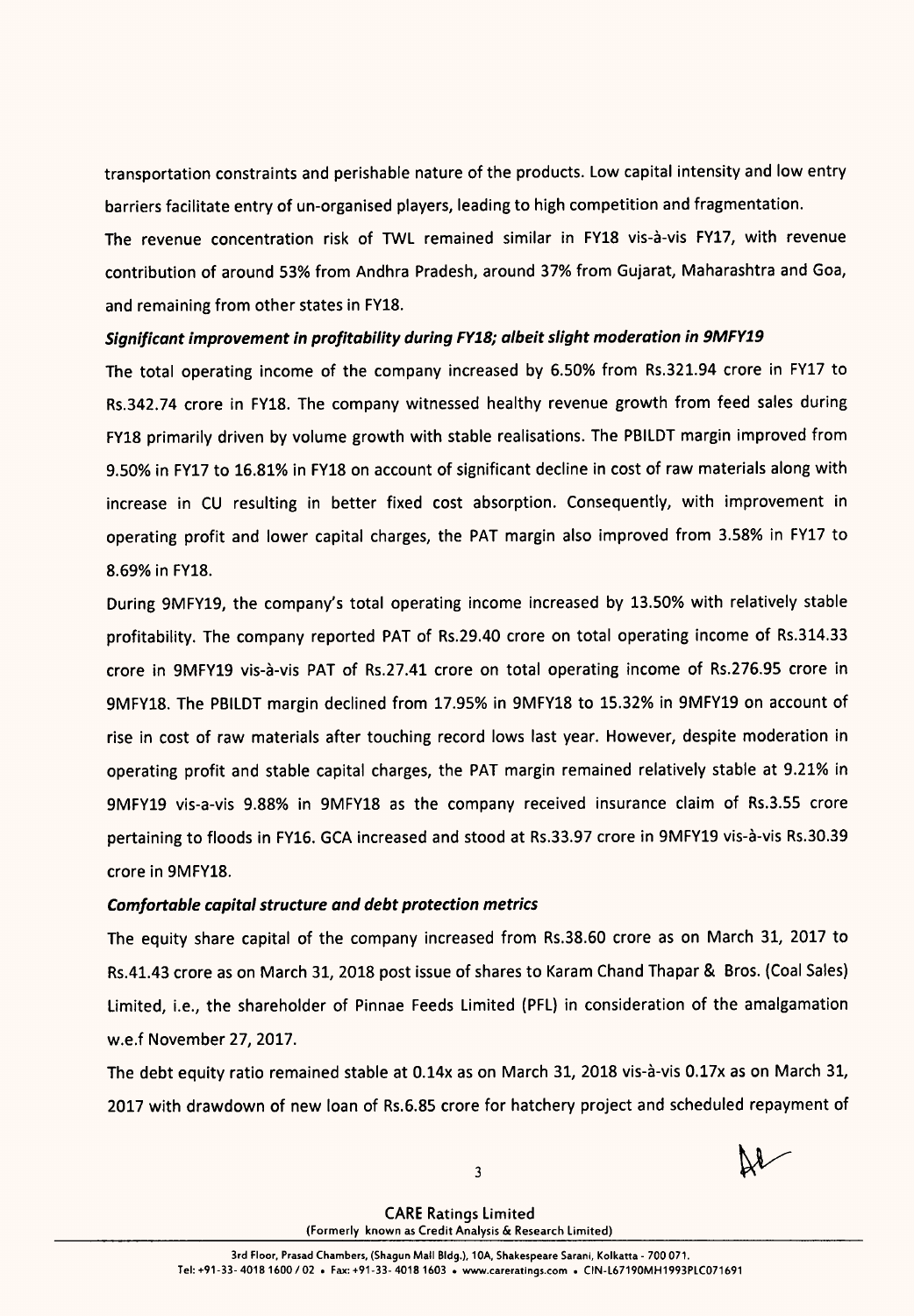transportation constraints and perishable nature of the products. Low capital intensity and low entry barriers facilitate entry of un-organised players, leading to high competition and fragmentation.

The revenue concentration risk of TWL remained similar in FY18 vis-à-vis FY17, with revenue contribution of around 53% from Andhra Pradesh, around 37% from Gujarat, Maharashtra and Goa, and remaining from other states in FY18.

***Significant improvement in profitability during FY18; albeit slight moderation in 9MFY19***

The total operating income of the company increased by 6.50% from Rs.321.94 crore in FY17 to Rs.342.74 crore in FY18. The company witnessed healthy revenue growth from feed sales during FY18 primarily driven by volume growth with stable realisations. The PBILDT margin improved from 9.50% in FY17 to 16.81% in FY18 on account of significant decline in cost of raw materials along with increase in CU resulting in better fixed cost absorption. Consequently, with improvement in operating profit and lower capital charges, the PAT margin also improved from 3.58% in FY17 to 8.69% in FY18.

During 9MFY19, the company's total operating income increased by 13.50% with relatively stable profitability. The company reported PAT of Rs.29.40 crore on total operating income of Rs.314.33 crore in 9MFY19 vis-à-vis PAT of Rs.27.41 crore on total operating income of Rs.276.95 crore in 9MFY18. The PBILDT margin declined from 17.95% in 9MFY18 to 15.32% in 9MFY19 on account of rise in cost of raw materials after touching record lows last year. However, despite moderation in operating profit and stable capital charges, the PAT margin remained relatively stable at 9.21% in 9MFY19 vis-a-vis 9.88% in 9MFY18 as the company received insurance claim of Rs.3.55 crore pertaining to floods in FY16. GCA increased and stood at Rs.33.97 crore in 9MFY19 vis-à-vis Rs.30.39 crore in 9MFY18.

***Comfortable capital structure and debt protection metrics***

The equity share capital of the company increased from Rs.38.60 crore as on March 31, 2017 to Rs.41.43 crore as on March 31, 2018 post issue of shares to Karam Chand Thapar & Bros. (Coal Sales) Limited, i.e., the shareholder of Pinnae Feeds Limited (PFL) in consideration of the amalgamation w.e.f November 27, 2017.

The debt equity ratio remained stable at 0.14x as on March 31, 2018 vis-à-vis 0.17x as on March 31, 2017 with drawdown of new loan of Rs.6.85 crore for hatchery project and scheduled repayment of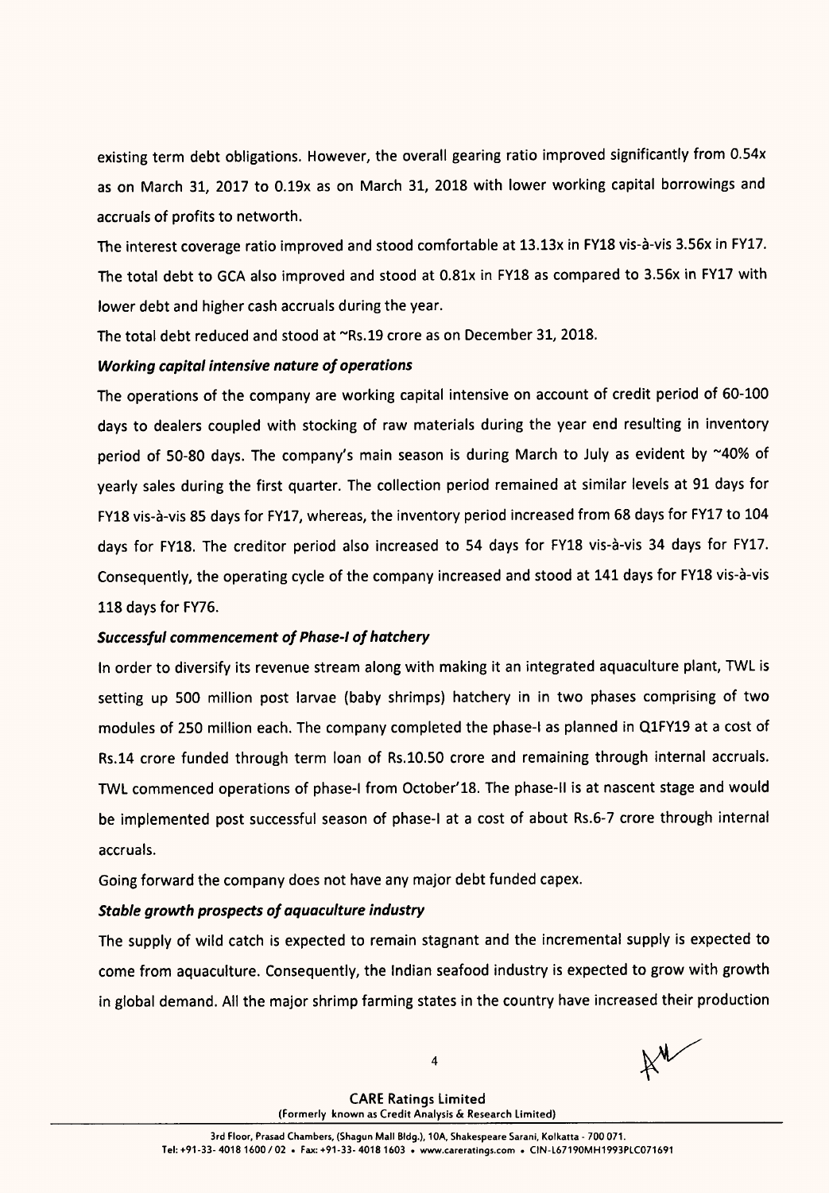existing term debt obligations. However, the overall gearing ratio improved significantly from 0.54x as on March 31, 2017 to 0.19x as on March 31, 2018 with lower working capital borrowings and accruals of profits to networth.

The interest coverage ratio improved and stood comfortable at 13.13x in FY18 vis-à-vis 3.56x in FY17. The total debt to GCA also improved and stood at 0.81x in FY18 as compared to 3.56x in FY17 with lower debt and higher cash accruals during the year.

The total debt reduced and stood at ~Rs.19 crore as on December 31, 2018.

***Working capital intensive nature of operations***

The operations of the company are working capital intensive on account of credit period of 60-100 days to dealers coupled with stocking of raw materials during the year end resulting in inventory period of 50-80 days. The company's main season is during March to July as evident by ~40% of yearly sales during the first quarter. The collection period remained at similar levels at 91 days for FY18 vis-à-vis 85 days for FY17, whereas, the inventory period increased from 68 days for FY17 to 104 days for FY18. The creditor period also increased to 54 days for FY18 vis-à-vis 34 days for FY17. Consequently, the operating cycle of the company increased and stood at 141 days for FY18 vis-à-vis 118 days for FY76.

***Successful commencement of Phase-I of hatchery***

In order to diversify its revenue stream along with making it an integrated aquaculture plant, TWL is setting up 500 million post larvae (baby shrimps) hatchery in in two phases comprising of two modules of 250 million each. The company completed the phase-I as planned in Q1FY19 at a cost of Rs.14 crore funded through term loan of Rs.10.50 crore and remaining through internal accruals. TWL commenced operations of phase-I from October'18. The phase-II is at nascent stage and would be implemented post successful season of phase-I at a cost of about Rs.6-7 crore through internal accruals.

Going forward the company does not have any major debt funded capex.

***Stable growth prospects of aquaculture industry***

The supply of wild catch is expected to remain stagnant and the incremental supply is expected to come from aquaculture. Consequently, the Indian seafood industry is expected to grow with growth in global demand. All the major shrimp farming states in the country have increased their production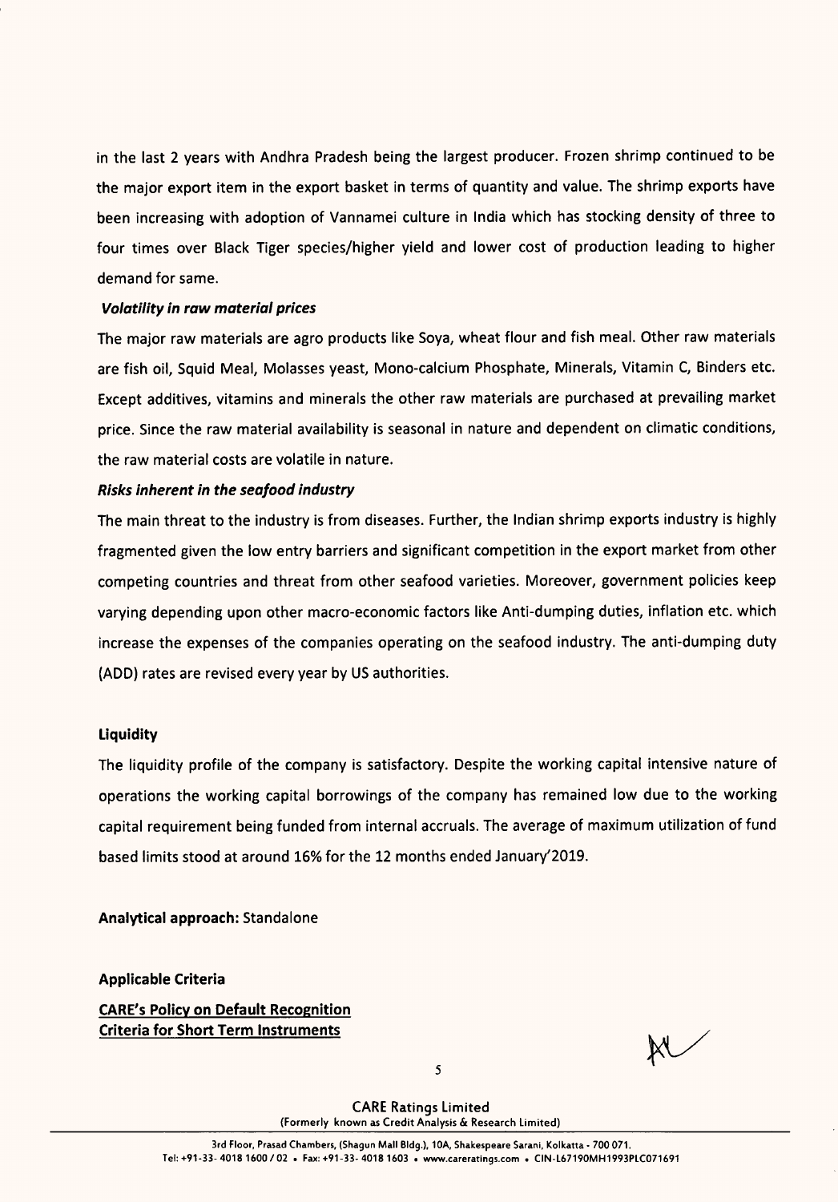in the last 2 years with Andhra Pradesh being the largest producer. Frozen shrimp continued to be the major export item in the export basket in terms of quantity and value. The shrimp exports have been increasing with adoption of Vannamei culture in India which has stocking density of three to four times over Black Tiger species/higher yield and lower cost of production leading to higher demand for same.

***Volatility in raw material prices***

The major raw materials are agro products like Soya, wheat flour and fish meal. Other raw materials are fish oil, Squid Meal, Molasses yeast, Mono-calcium Phosphate, Minerals, Vitamin C, Binders etc. Except additives, vitamins and minerals the other raw materials are purchased at prevailing market price. Since the raw material availability is seasonal in nature and dependent on climatic conditions, the raw material costs are volatile in nature.

***Risks inherent in the seafood industry***

The main threat to the industry is from diseases. Further, the Indian shrimp exports industry is highly fragmented given the low entry barriers and significant competition in the export market from other competing countries and threat from other seafood varieties. Moreover, government policies keep varying depending upon other macro-economic factors like Anti-dumping duties, inflation etc. which increase the expenses of the companies operating on the seafood industry. The anti-dumping duty (ADD) rates are revised every year by US authorities.

**Liquidity**

The liquidity profile of the company is satisfactory. Despite the working capital intensive nature of operations the working capital borrowings of the company has remained low due to the working capital requirement being funded from internal accruals. The average of maximum utilization of fund based limits stood at around 16% for the 12 months ended January'2019.

**Analytical approach:** Standalone

**Applicable Criteria**

**CARE's Policy on Default Recognition**
**Criteria for Short Term Instruments**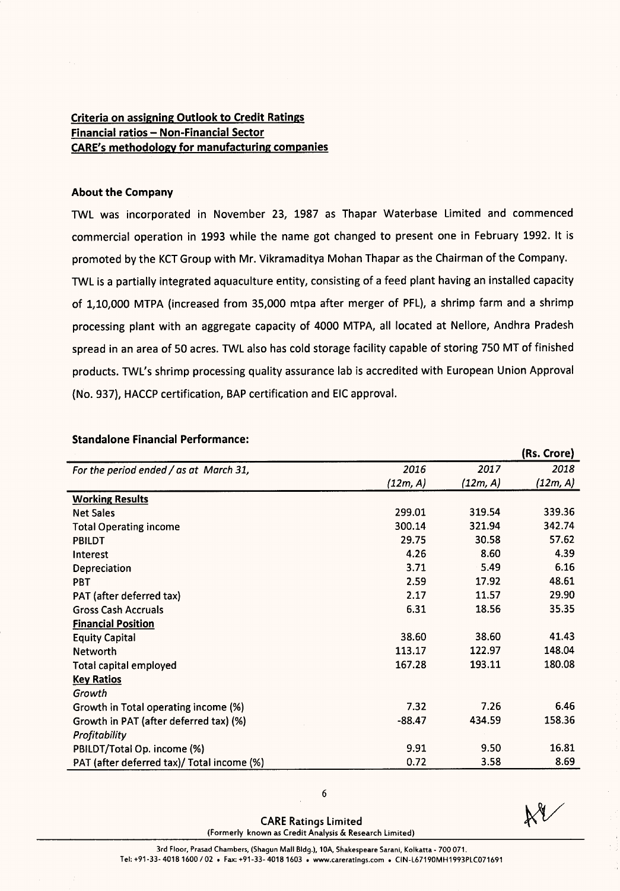**Criteria on assigning Outlook to Credit Ratings**
**Financial ratios – Non-Financial Sector**
**CARE's methodology for manufacturing companies**

### About the Company

TWL was incorporated in November 23, 1987 as Thapar Waterbase Limited and commenced commercial operation in 1993 while the name got changed to present one in February 1992. It is promoted by the KCT Group with Mr. Vikramaditya Mohan Thapar as the Chairman of the Company. TWL is a partially integrated aquaculture entity, consisting of a feed plant having an installed capacity of 1,10,000 MTPA (increased from 35,000 mtpa after merger of PFL), a shrimp farm and a shrimp processing plant with an aggregate capacity of 4000 MTPA, all located at Nellore, Andhra Pradesh spread in an area of 50 acres. TWL also has cold storage facility capable of storing 750 MT of finished products. TWL's shrimp processing quality assurance lab is accredited with European Union Approval (No. 937), HACCP certification, BAP certification and EIC approval.

### Standalone Financial Performance:

(Rs. Crore)

| *For the period ended / as at March 31,* | *2016 (12m, A)* | *2017 (12m, A)* | *2018 (12m, A)* |
|---|---|---|---|
| **Working Results** | | | |
| Net Sales | 299.01 | 319.54 | 339.36 |
| Total Operating income | 300.14 | 321.94 | 342.74 |
| PBILDT | 29.75 | 30.58 | 57.62 |
| Interest | 4.26 | 8.60 | 4.39 |
| Depreciation | 3.71 | 5.49 | 6.16 |
| PBT | 2.59 | 17.92 | 48.61 |
| PAT (after deferred tax) | 2.17 | 11.57 | 29.90 |
| Gross Cash Accruals | 6.31 | 18.56 | 35.35 |
| **Financial Position** | | | |
| Equity Capital | 38.60 | 38.60 | 41.43 |
| Networth | 113.17 | 122.97 | 148.04 |
| Total capital employed | 167.28 | 193.11 | 180.08 |
| **Key Ratios** | | | |
| *Growth* | | | |
| Growth in Total operating income (%) | 7.32 | 7.26 | 6.46 |
| Growth in PAT (after deferred tax) (%) | -88.47 | 434.59 | 158.36 |
| *Profitability* | | | |
| PBILDT/Total Op. income (%) | 9.91 | 9.50 | 16.81 |
| PAT (after deferred tax)/ Total income (%) | 0.72 | 3.58 | 8.69 |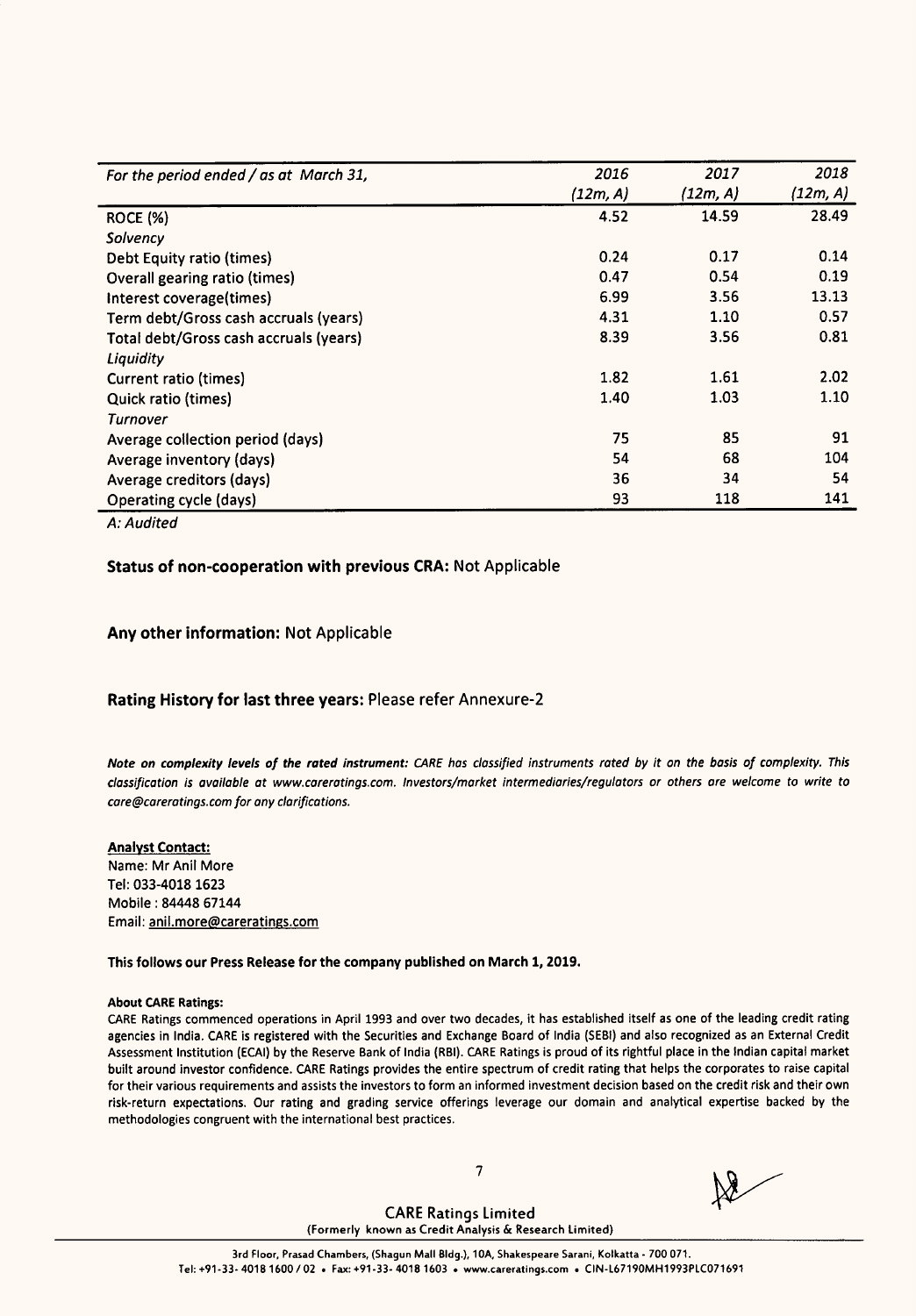| For the period ended / as at March 31, | 2016 (12m, A) | 2017 (12m, A) | 2018 (12m, A) |
|---|---|---|---|
| ROCE (%) | 4.52 | 14.59 | 28.49 |
| *Solvency* | | | |
| Debt Equity ratio (times) | 0.24 | 0.17 | 0.14 |
| Overall gearing ratio (times) | 0.47 | 0.54 | 0.19 |
| Interest coverage(times) | 6.99 | 3.56 | 13.13 |
| Term debt/Gross cash accruals (years) | 4.31 | 1.10 | 0.57 |
| Total debt/Gross cash accruals (years) | 8.39 | 3.56 | 0.81 |
| *Liquidity* | | | |
| Current ratio (times) | 1.82 | 1.61 | 2.02 |
| Quick ratio (times) | 1.40 | 1.03 | 1.10 |
| *Turnover* | | | |
| Average collection period (days) | 75 | 85 | 91 |
| Average inventory (days) | 54 | 68 | 104 |
| Average creditors (days) | 36 | 34 | 54 |
| Operating cycle (days) | 93 | 118 | 141 |

*A: Audited*

**Status of non-cooperation with previous CRA:** Not Applicable

**Any other information:** Not Applicable

**Rating History for last three years:** Please refer Annexure-2

***Note on complexity levels of the rated instrument:*** *CARE has classified instruments rated by it on the basis of complexity. This classification is available at www.careratings.com. Investors/market intermediaries/regulators or others are welcome to write to care@careratings.com for any clarifications.*

**Analyst Contact:**
Name: Mr Anil More
Tel: 033-4018 1623
Mobile : 84448 67144
Email: anil.more@careratings.com

**This follows our Press Release for the company published on March 1, 2019.**

**About CARE Ratings:**

CARE Ratings commenced operations in April 1993 and over two decades, it has established itself as one of the leading credit rating agencies in India. CARE is registered with the Securities and Exchange Board of India (SEBI) and also recognized as an External Credit Assessment Institution (ECAI) by the Reserve Bank of India (RBI). CARE Ratings is proud of its rightful place in the Indian capital market built around investor confidence. CARE Ratings provides the entire spectrum of credit rating that helps the corporates to raise capital for their various requirements and assists the investors to form an informed investment decision based on the credit risk and their own risk-return expectations. Our rating and grading service offerings leverage our domain and analytical expertise backed by the methodologies congruent with the international best practices.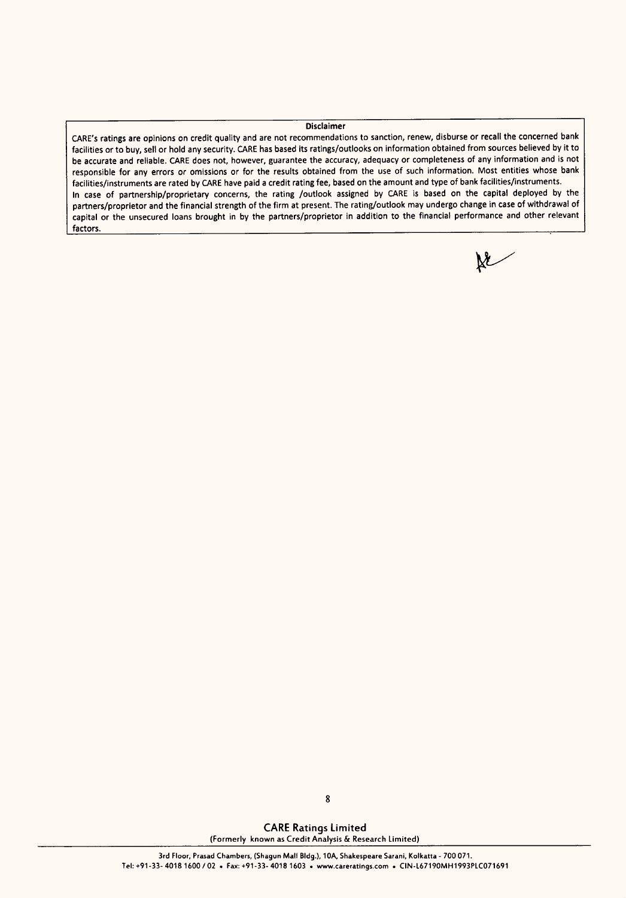**Disclaimer**

CARE's ratings are opinions on credit quality and are not recommendations to sanction, renew, disburse or recall the concerned bank facilities or to buy, sell or hold any security. CARE has based its ratings/outlooks on information obtained from sources believed by it to be accurate and reliable. CARE does not, however, guarantee the accuracy, adequacy or completeness of any information and is not responsible for any errors or omissions or for the results obtained from the use of such information. Most entities whose bank facilities/instruments are rated by CARE have paid a credit rating fee, based on the amount and type of bank facilities/instruments.

In case of partnership/proprietary concerns, the rating /outlook assigned by CARE is based on the capital deployed by the partners/proprietor and the financial strength of the firm at present. The rating/outlook may undergo change in case of withdrawal of capital or the unsecured loans brought in by the partners/proprietor in addition to the financial performance and other relevant factors.

**CARE Ratings Limited**
(Formerly known as Credit Analysis & Research Limited)

3rd Floor, Prasad Chambers, (Shagun Mall Bldg.), 10A, Shakespeare Sarani, Kolkatta - 700 071.
Tel: +91-33- 4018 1600 / 02 • Fax: +91-33- 4018 1603 • www.careratings.com • CIN-L67190MH1993PLC071691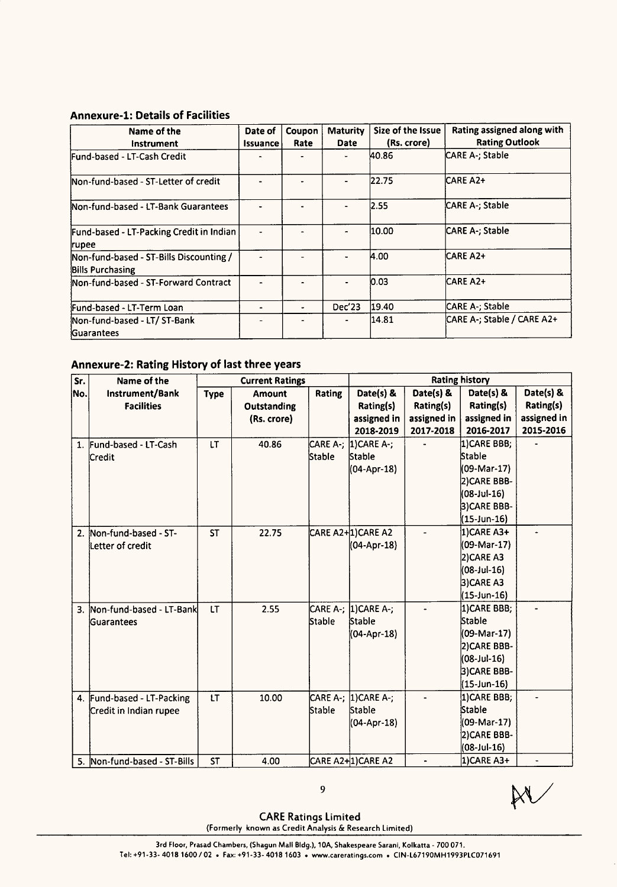## Annexure-1: Details of Facilities

| Name of the Instrument | Date of Issuance | Coupon Rate | Maturity Date | Size of the Issue (Rs. crore) | Rating assigned along with Rating Outlook |
|---|---|---|---|---|---|
| Fund-based - LT-Cash Credit | - | - | - | 40.86 | CARE A-; Stable |
| Non-fund-based - ST-Letter of credit | - | - | - | 22.75 | CARE A2+ |
| Non-fund-based - LT-Bank Guarantees | - | - | - | 2.55 | CARE A-; Stable |
| Fund-based - LT-Packing Credit in Indian rupee | - | - | - | 10.00 | CARE A-; Stable |
| Non-fund-based - ST-Bills Discounting / Bills Purchasing | - | - | - | 4.00 | CARE A2+ |
| Non-fund-based - ST-Forward Contract | - | - | - | 0.03 | CARE A2+ |
| Fund-based - LT-Term Loan | - | - | Dec'23 | 19.40 | CARE A-; Stable |
| Non-fund-based - LT/ ST-Bank Guarantees | - | - | - | 14.81 | CARE A-; Stable / CARE A2+ |

## Annexure-2: Rating History of last three years

| Sr. No. | Name of the Instrument/Bank Facilities | Current Ratings | | | Rating history | | | |
|---|---|---|---|---|---|---|---|---|
| | | Type | Amount Outstanding (Rs. crore) | Rating | Date(s) & Rating(s) assigned in 2018-2019 | Date(s) & Rating(s) assigned in 2017-2018 | Date(s) & Rating(s) assigned in 2016-2017 | Date(s) & Rating(s) assigned in 2015-2016 |
| 1. | Fund-based - LT-Cash Credit | LT | 40.86 | CARE A-; Stable | 1)CARE A-; Stable (04-Apr-18) | - | 1)CARE BBB; Stable (09-Mar-17) 2)CARE BBB- (08-Jul-16) 3)CARE BBB- (15-Jun-16) | - |
| 2. | Non-fund-based - ST-Letter of credit | ST | 22.75 | CARE A2+ | 1)CARE A2 (04-Apr-18) | - | 1)CARE A3+ (09-Mar-17) 2)CARE A3 (08-Jul-16) 3)CARE A3 (15-Jun-16) | - |
| 3. | Non-fund-based - LT-Bank Guarantees | LT | 2.55 | CARE A-; Stable | 1)CARE A-; Stable (04-Apr-18) | - | 1)CARE BBB; Stable (09-Mar-17) 2)CARE BBB- (08-Jul-16) 3)CARE BBB- (15-Jun-16) | - |
| 4. | Fund-based - LT-Packing Credit in Indian rupee | LT | 10.00 | CARE A-; Stable | 1)CARE A-; Stable (04-Apr-18) | - | 1)CARE BBB; Stable (09-Mar-17) 2)CARE BBB- (08-Jul-16) | - |
| 5. | Non-fund-based - ST-Bills | ST | 4.00 | CARE A2+ | 1)CARE A2 | - | 1)CARE A3+ | - |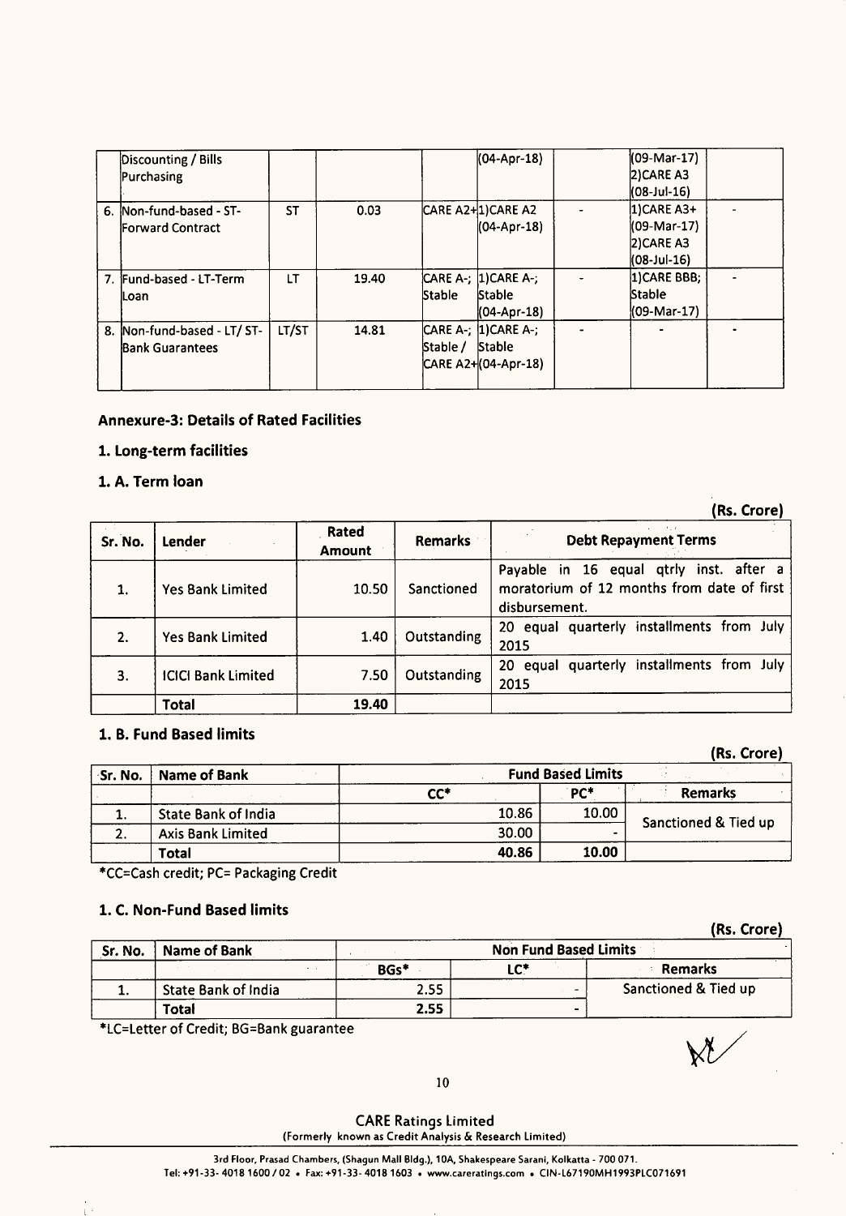| | Discounting / Bills Purchasing | | | | (04-Apr-18) | | (09-Mar-17) 2)CARE A3 (08-Jul-16) | |
|---|---|---|---|---|---|---|---|---|
| 6. | Non-fund-based - ST-Forward Contract | ST | 0.03 | CARE A2+ | 1)CARE A2 (04-Apr-18) | - | 1)CARE A3+ (09-Mar-17) 2)CARE A3 (08-Jul-16) | - |
| 7. | Fund-based - LT-Term Loan | LT | 19.40 | CARE A-; Stable | 1)CARE A-; Stable (04-Apr-18) | - | 1)CARE BBB; Stable (09-Mar-17) | - |
| 8. | Non-fund-based - LT/ ST-Bank Guarantees | LT/ST | 14.81 | CARE A-; Stable / CARE A2+ | 1)CARE A-; Stable (04-Apr-18) | - | - | - |

### Annexure-3: Details of Rated Facilities

### 1. Long-term facilities

### 1. A. Term loan

**(Rs. Crore)**

| Sr. No. | Lender | Rated Amount | Remarks | Debt Repayment Terms |
|---|---|---|---|---|
| 1. | Yes Bank Limited | 10.50 | Sanctioned | Payable in 16 equal qtrly inst. after a moratorium of 12 months from date of first disbursement. |
| 2. | Yes Bank Limited | 1.40 | Outstanding | 20 equal quarterly installments from July 2015 |
| 3. | ICICI Bank Limited | 7.50 | Outstanding | 20 equal quarterly installments from July 2015 |
| | **Total** | **19.40** | | |

### 1. B. Fund Based limits

**(Rs. Crore)**

| Sr. No. | Name of Bank | Fund Based Limits | | |
|---|---|---|---|---|
| | | CC* | PC* | Remarks |
| 1. | State Bank of India | 10.86 | 10.00 | Sanctioned & Tied up |
| 2. | Axis Bank Limited | 30.00 | - | |
| | **Total** | **40.86** | **10.00** | |

*CC=Cash credit; PC= Packaging Credit

### 1. C. Non-Fund Based limits

**(Rs. Crore)**

| Sr. No. | Name of Bank | Non Fund Based Limits | | |
|---|---|---|---|---|
| | | BGs* | LC* | Remarks |
| 1. | State Bank of India | 2.55 | - | Sanctioned & Tied up |
| | **Total** | **2.55** | - | |

*LC=Letter of Credit; BG=Bank guarantee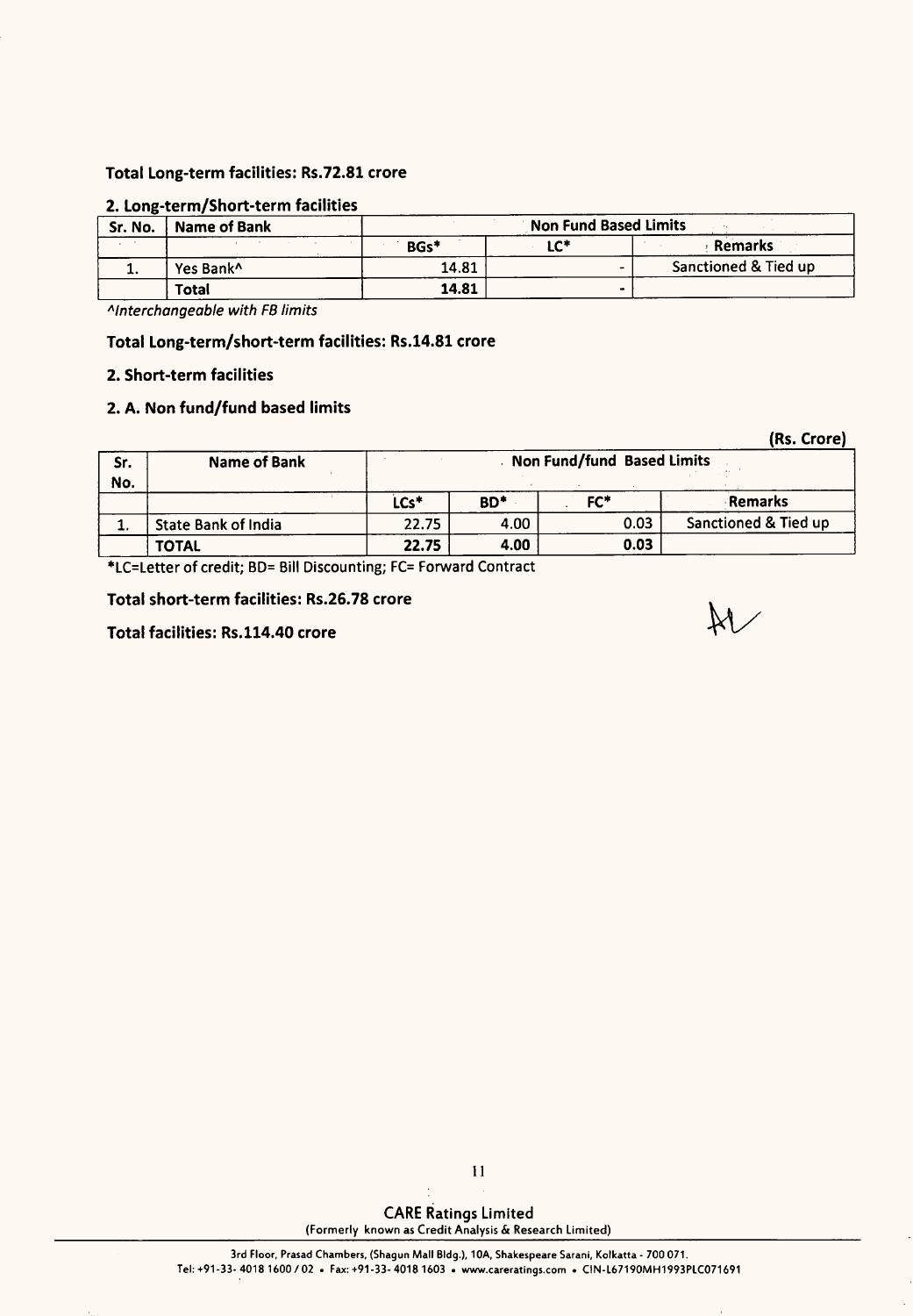**Total Long-term facilities: Rs.72.81 crore**

**2. Long-term/Short-term facilities**

| Sr. No. | Name of Bank | Non Fund Based Limits | | |
|---|---|---|---|---|
| | | BGs* | LC* | Remarks |
| 1. | Yes Bank^ | 14.81 | - | Sanctioned & Tied up |
| | Total | 14.81 | - | |

*^Interchangeable with FB limits*

**Total Long-term/short-term facilities: Rs.14.81 crore**

**2. Short-term facilities**

**2. A. Non fund/fund based limits**

**(Rs. Crore)**

| Sr. No. | Name of Bank | Non Fund/fund Based Limits | | | |
|---|---|---|---|---|---|
| | | LCs* | BD* | FC* | Remarks |
| 1. | State Bank of India | 22.75 | 4.00 | 0.03 | Sanctioned & Tied up |
| | TOTAL | 22.75 | 4.00 | 0.03 | |

*LC=Letter of credit; BD= Bill Discounting; FC= Forward Contract

**Total short-term facilities: Rs.26.78 crore**

**Total facilities: Rs.114.40 crore**

CARE Ratings Limited
(Formerly known as Credit Analysis & Research Limited)

3rd Floor, Prasad Chambers, (Shagun Mall Bldg.), 10A, Shakespeare Sarani, Kolkatta - 700 071.
Tel: +91-33- 4018 1600 / 02 • Fax: +91-33- 4018 1603 • www.careratings.com • CIN-L67190MH1993PLC071691